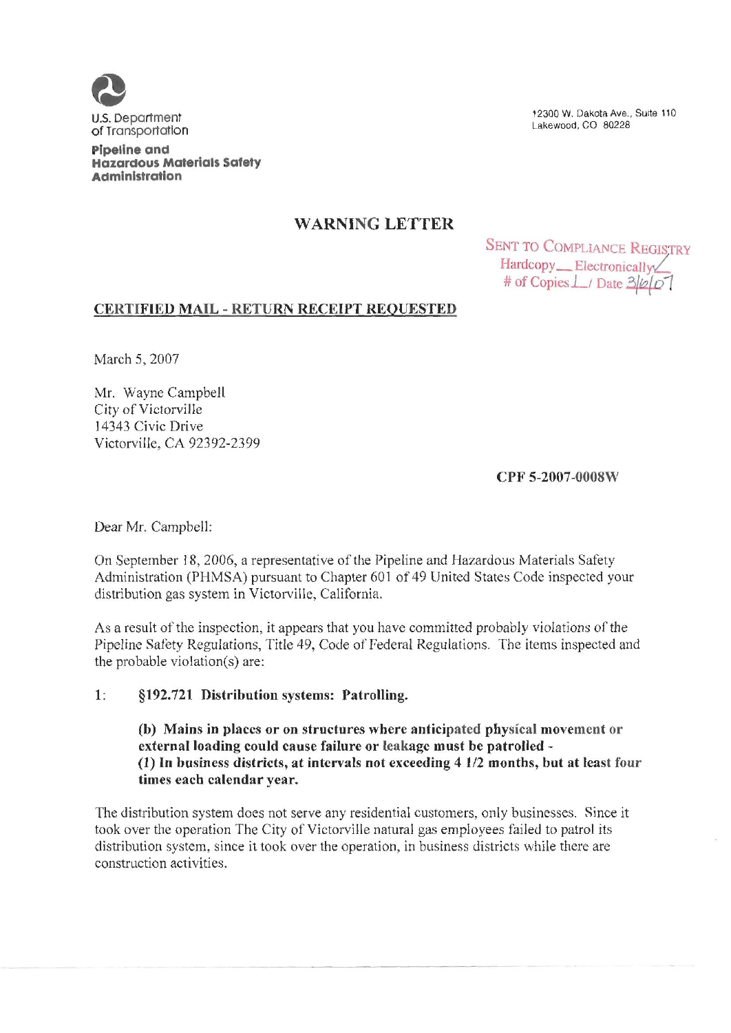U.S. Department of Transportation

**Pipeline and Hazardous Materials Safety Administration**

12300 W. Dakota Ave., Suite 110
Lakewood, CO 80228

## WARNING LETTER

SENT TO COMPLIANCE REGISTRY
Hardcopy\_\_ Electronically✓
# of Copies 1 / Date 3/6/07

**CERTIFIED MAIL - RETURN RECEIPT REQUESTED**

March 5, 2007

Mr. Wayne Campbell
City of Victorville
14343 Civic Drive
Victorville, CA 92392-2399

**CPF 5-2007-0008W**

Dear Mr. Campbell:

On September 18, 2006, a representative of the Pipeline and Hazardous Materials Safety Administration (PHMSA) pursuant to Chapter 601 of 49 United States Code inspected your distribution gas system in Victorville, California.

As a result of the inspection, it appears that you have committed probably violations of the Pipeline Safety Regulations, Title 49, Code of Federal Regulations. The items inspected and the probable violation(s) are:

1: **§192.721 Distribution systems: Patrolling.**

**(b) Mains in places or on structures where anticipated physical movement or external loading could cause failure or leakage must be patrolled -**
**(1) In business districts, at intervals not exceeding 4 1/2 months, but at least four times each calendar year.**

The distribution system does not serve any residential customers, only businesses. Since it took over the operation The City of Victorville natural gas employees failed to patrol its distribution system, since it took over the operation, in business districts while there are construction activities.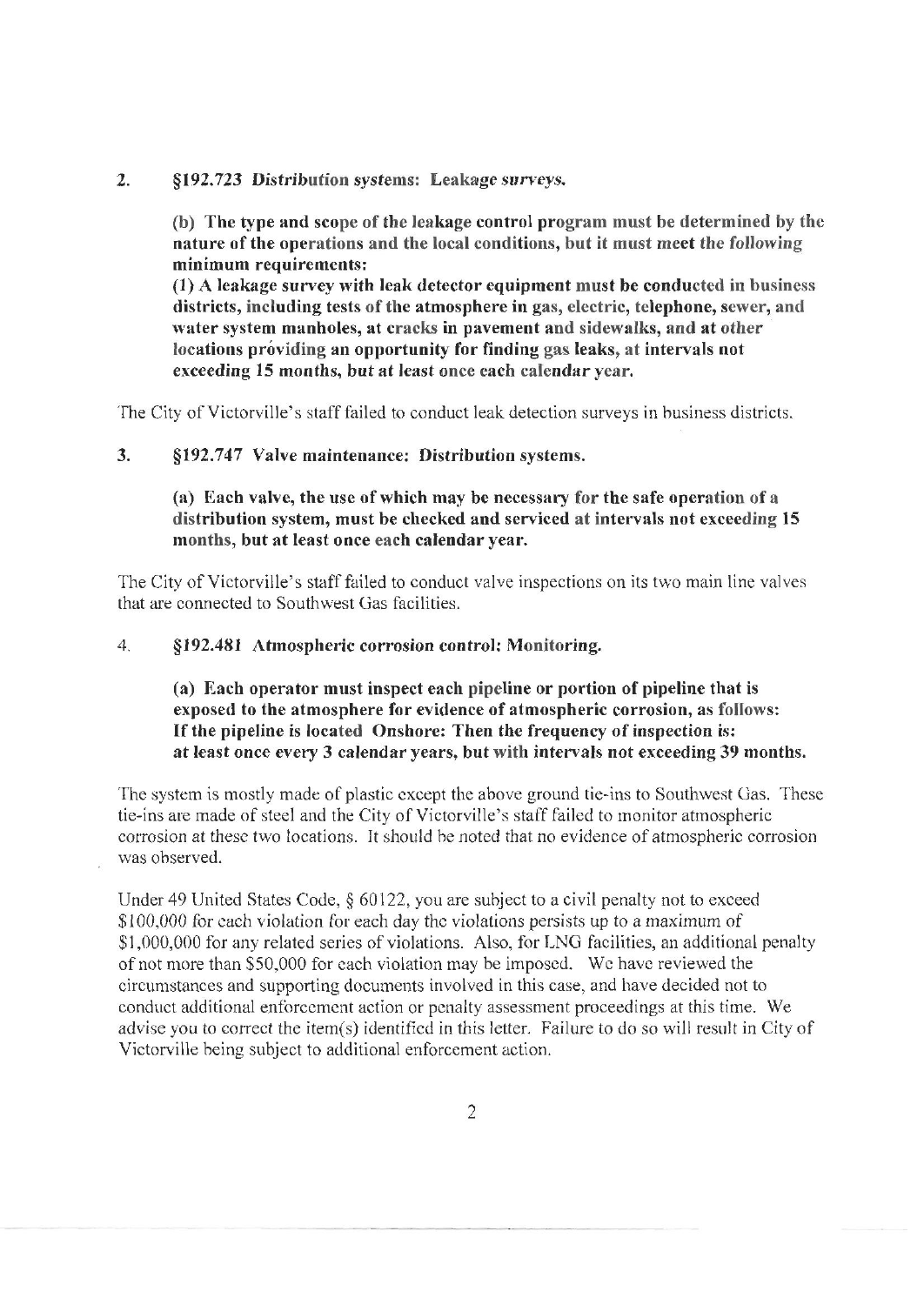2. **§192.723 *Distribution systems: Leakage surveys.***

   **(b) The type and scope of the leakage control program must be determined by the nature of the operations and the local conditions, but it must meet the following minimum requirements:**
   **(1) A leakage survey with leak detector equipment must be conducted in business districts, including tests of the atmosphere in gas, electric, telephone, sewer, and water system manholes, at cracks in pavement and sidewalks, and at other locations providing an opportunity for finding gas leaks, at intervals not exceeding 15 months, but at least once each calendar year.**

The City of Victorville's staff failed to conduct leak detection surveys in business districts.

3. **§192.747 Valve maintenance: Distribution systems.**

   **(a) Each valve, the use of which may be necessary for the safe operation of a distribution system, must be checked and serviced at intervals not exceeding 15 months, but at least once each calendar year.**

The City of Victorville's staff failed to conduct valve inspections on its two main line valves that are connected to Southwest Gas facilities.

4. **§192.481 Atmospheric corrosion control: Monitoring.**

   **(a) Each operator must inspect each pipeline or portion of pipeline that is exposed to the atmosphere for evidence of atmospheric corrosion, as follows:**
   **If the pipeline is located Onshore: Then the frequency of inspection is:**
   **at least once every 3 calendar years, but with intervals not exceeding 39 months.**

The system is mostly made of plastic except the above ground tie-ins to Southwest Gas. These tie-ins are made of steel and the City of Victorville's staff failed to monitor atmospheric corrosion at these two locations. It should be noted that no evidence of atmospheric corrosion was observed.

Under 49 United States Code, § 60122, you are subject to a civil penalty not to exceed $100,000 for each violation for each day the violations persists up to a maximum of $1,000,000 for any related series of violations. Also, for LNG facilities, an additional penalty of not more than $50,000 for each violation may be imposed. We have reviewed the circumstances and supporting documents involved in this case, and have decided not to conduct additional enforcement action or penalty assessment proceedings at this time. We advise you to correct the item(s) identified in this letter. Failure to do so will result in City of Victorville being subject to additional enforcement action.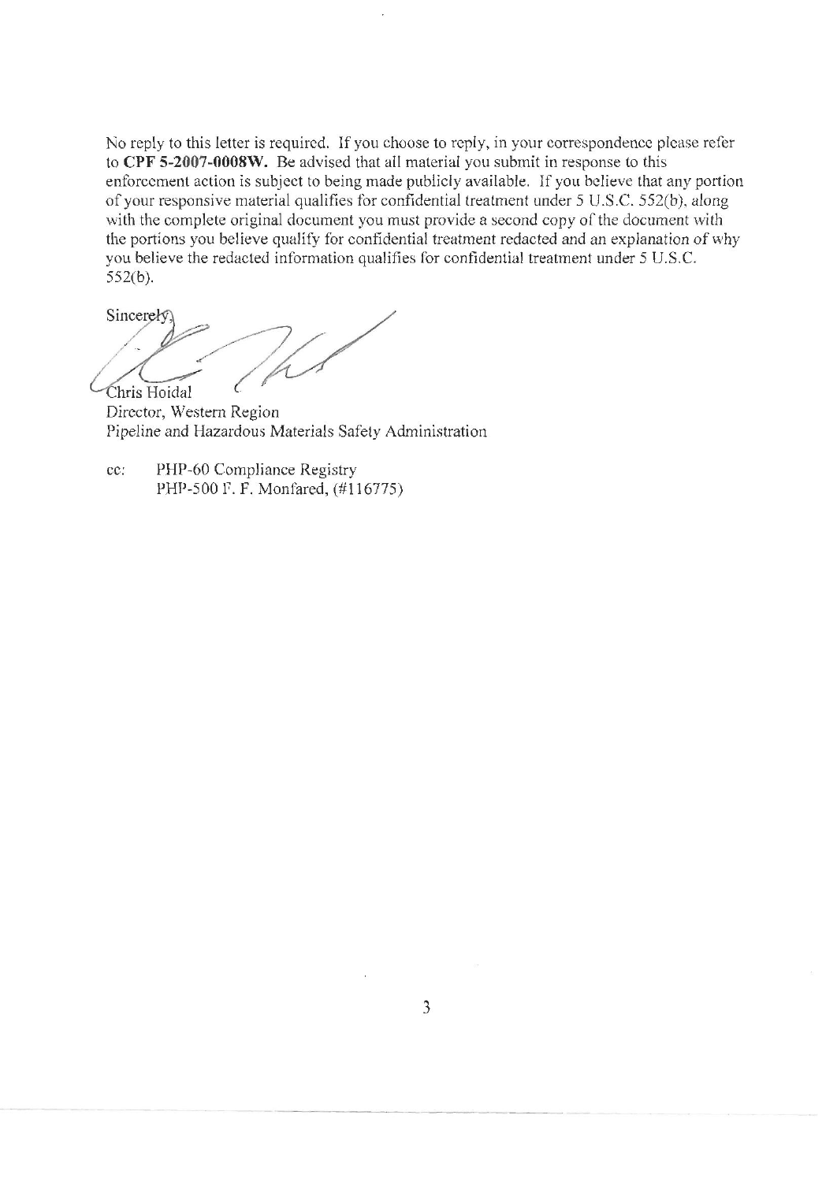No reply to this letter is required. If you choose to reply, in your correspondence please refer to **CPF 5-2007-0008W.** Be advised that all material you submit in response to this enforcement action is subject to being made publicly available. If you believe that any portion of your responsive material qualifies for confidential treatment under 5 U.S.C. 552(b), along with the complete original document you must provide a second copy of the document with the portions you believe qualify for confidential treatment redacted and an explanation of why you believe the redacted information qualifies for confidential treatment under 5 U.S.C. 552(b).

Sincerely,

Chris Hoidal
Director, Western Region
Pipeline and Hazardous Materials Safety Administration

cc: PHP-60 Compliance Registry
PHP-500 F. F. Monfared, (#116775)